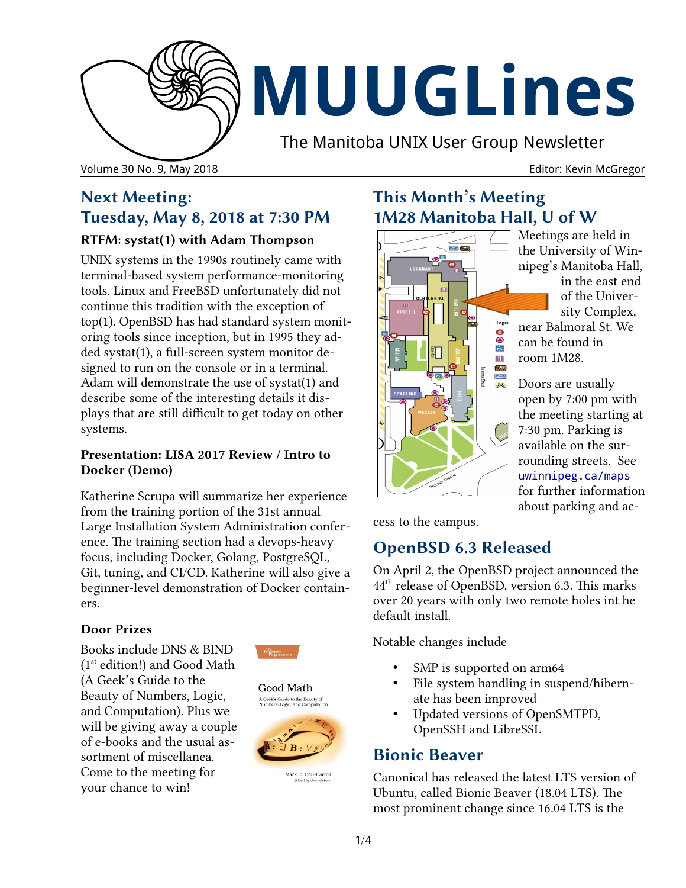# MUUGLines

The Manitoba UNIX User Group Newsletter

Volume 30 No. 9, May 2018 — Editor: Kevin McGregor

## Next Meeting: Tuesday, May 8, 2018 at 7:30 PM

### RTFM: systat(1) with Adam Thompson

UNIX systems in the 1990s routinely came with terminal-based system performance-monitoring tools. Linux and FreeBSD unfortunately did not continue this tradition with the exception of top(1). OpenBSD has had standard system monitoring tools since inception, but in 1995 they added systat(1), a full-screen system monitor designed to run on the console or in a terminal. Adam will demonstrate the use of systat(1) and describe some of the interesting details it displays that are still difficult to get today on other systems.

### Presentation: LISA 2017 Review / Intro to Docker (Demo)

Katherine Scrupa will summarize her experience from the training portion of the 31st annual Large Installation System Administration conference. The training section had a devops-heavy focus, including Docker, Golang, PostgreSQL, Git, tuning, and CI/CD. Katherine will also give a beginner-level demonstration of Docker containers.

### Door Prizes

Books include DNS & BIND (1st edition!) and Good Math (A Geek's Guide to the Beauty of Numbers, Logic, and Computation). Plus we will be giving away a couple of e-books and the usual assortment of miscellanea. Come to the meeting for your chance to win!

## This Month's Meeting 1M28 Manitoba Hall, U of W

Meetings are held in the University of Winnipeg's Manitoba Hall, in the east end of the University Complex, near Balmoral St. We can be found in room 1M28.

Doors are usually open by 7:00 pm with the meeting starting at 7:30 pm. Parking is available on the surrounding streets. See uwinnipeg.ca/maps for further information about parking and access to the campus.

## OpenBSD 6.3 Released

On April 2, the OpenBSD project announced the 44th release of OpenBSD, version 6.3. This marks over 20 years with only two remote holes int he default install.

Notable changes include

- SMP is supported on arm64
- File system handling in suspend/hibernate has been improved
- Updated versions of OpenSMTPD, OpenSSH and LibreSSL

## Bionic Beaver

Canonical has released the latest LTS version of Ubuntu, called Bionic Beaver (18.04 LTS). The most prominent change since 16.04 LTS is the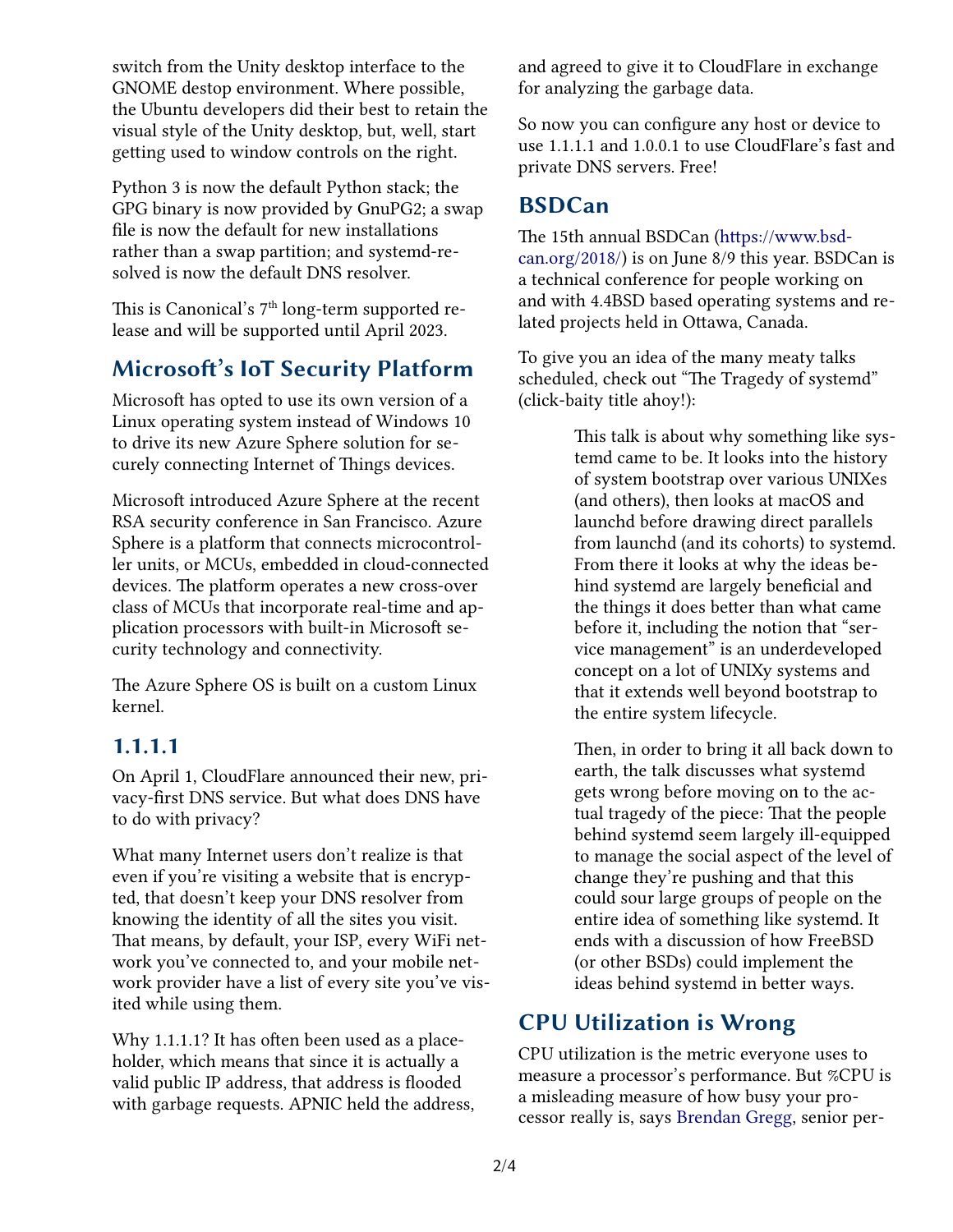switch from the Unity desktop interface to the GNOME destop environment. Where possible, the Ubuntu developers did their best to retain the visual style of the Unity desktop, but, well, start getting used to window controls on the right.

Python 3 is now the default Python stack; the GPG binary is now provided by GnuPG2; a swap file is now the default for new installations rather than a swap partition; and systemd-resolved is now the default DNS resolver.

This is Canonical's 7th long-term supported release and will be supported until April 2023.

## Microsoft's IoT Security Platform

Microsoft has opted to use its own version of a Linux operating system instead of Windows 10 to drive its new Azure Sphere solution for securely connecting Internet of Things devices.

Microsoft introduced Azure Sphere at the recent RSA security conference in San Francisco. Azure Sphere is a platform that connects microcontroller units, or MCUs, embedded in cloud-connected devices. The platform operates a new cross-over class of MCUs that incorporate real-time and application processors with built-in Microsoft security technology and connectivity.

The Azure Sphere OS is built on a custom Linux kernel.

### 1.1.1.1

On April 1, CloudFlare announced their new, privacy-first DNS service. But what does DNS have to do with privacy?

What many Internet users don't realize is that even if you're visiting a website that is encrypted, that doesn't keep your DNS resolver from knowing the identity of all the sites you visit. That means, by default, your ISP, every WiFi network you've connected to, and your mobile network provider have a list of every site you've visited while using them.

Why 1.1.1.1? It has often been used as a placeholder, which means that since it is actually a valid public IP address, that address is flooded with garbage requests. APNIC held the address, and agreed to give it to CloudFlare in exchange for analyzing the garbage data.

So now you can configure any host or device to use 1.1.1.1 and 1.0.0.1 to use CloudFlare's fast and private DNS servers. Free!

## BSDCan

The 15th annual BSDCan (https://www.bsdcan.org/2018/) is on June 8/9 this year. BSDCan is a technical conference for people working on and with 4.4BSD based operating systems and related projects held in Ottawa, Canada.

To give you an idea of the many meaty talks scheduled, check out "The Tragedy of systemd" (click-baity title ahoy!):

> This talk is about why something like systemd came to be. It looks into the history of system bootstrap over various UNIXes (and others), then looks at macOS and launchd before drawing direct parallels from launchd (and its cohorts) to systemd. From there it looks at why the ideas behind systemd are largely beneficial and the things it does better than what came before it, including the notion that "service management" is an underdeveloped concept on a lot of UNIXy systems and that it extends well beyond bootstrap to the entire system lifecycle.
>
> Then, in order to bring it all back down to earth, the talk discusses what systemd gets wrong before moving on to the actual tragedy of the piece: That the people behind systemd seem largely ill-equipped to manage the social aspect of the level of change they're pushing and that this could sour large groups of people on the entire idea of something like systemd. It ends with a discussion of how FreeBSD (or other BSDs) could implement the ideas behind systemd in better ways.

## CPU Utilization is Wrong

CPU utilization is the metric everyone uses to measure a processor's performance. But %CPU is a misleading measure of how busy your processor really is, says Brendan Gregg, senior per-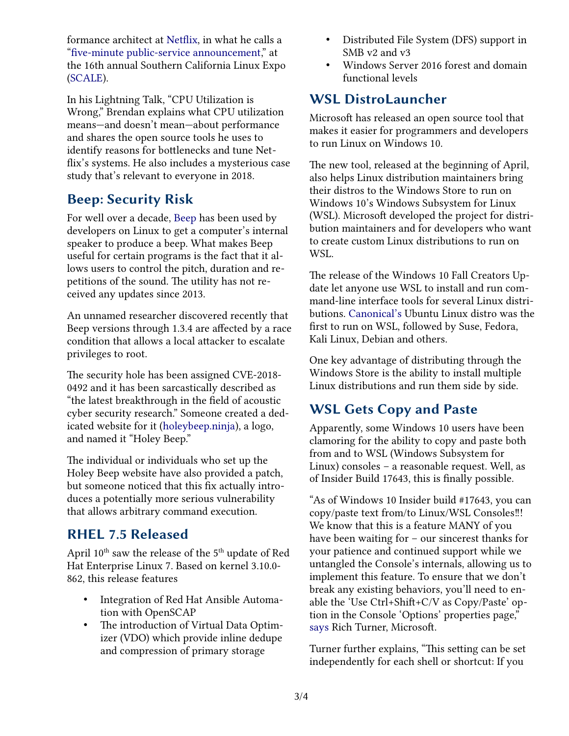formance architect at Netflix, in what he calls a "five-minute public-service announcement," at the 16th annual Southern California Linux Expo (SCALE).

In his Lightning Talk, "CPU Utilization is Wrong," Brendan explains what CPU utilization means—and doesn't mean—about performance and shares the open source tools he uses to identify reasons for bottlenecks and tune Netflix's systems. He also includes a mysterious case study that's relevant to everyone in 2018.

## Beep: Security Risk

For well over a decade, Beep has been used by developers on Linux to get a computer's internal speaker to produce a beep. What makes Beep useful for certain programs is the fact that it allows users to control the pitch, duration and repetitions of the sound. The utility has not received any updates since 2013.

An unnamed researcher discovered recently that Beep versions through 1.3.4 are affected by a race condition that allows a local attacker to escalate privileges to root.

The security hole has been assigned CVE-2018-0492 and it has been sarcastically described as "the latest breakthrough in the field of acoustic cyber security research." Someone created a dedicated website for it (holeybeep.ninja), a logo, and named it "Holey Beep."

The individual or individuals who set up the Holey Beep website have also provided a patch, but someone noticed that this fix actually introduces a potentially more serious vulnerability that allows arbitrary command execution.

## RHEL 7.5 Released

April 10th saw the release of the 5th update of Red Hat Enterprise Linux 7. Based on kernel 3.10.0-862, this release features

- Integration of Red Hat Ansible Automation with OpenSCAP
- The introduction of Virtual Data Optimizer (VDO) which provide inline dedupe and compression of primary storage
- Distributed File System (DFS) support in SMB v2 and v3
- Windows Server 2016 forest and domain functional levels

## WSL DistroLauncher

Microsoft has released an open source tool that makes it easier for programmers and developers to run Linux on Windows 10.

The new tool, released at the beginning of April, also helps Linux distribution maintainers bring their distros to the Windows Store to run on Windows 10's Windows Subsystem for Linux (WSL). Microsoft developed the project for distribution maintainers and for developers who want to create custom Linux distributions to run on WSL.

The release of the Windows 10 Fall Creators Update let anyone use WSL to install and run command-line interface tools for several Linux distributions. Canonical's Ubuntu Linux distro was the first to run on WSL, followed by Suse, Fedora, Kali Linux, Debian and others.

One key advantage of distributing through the Windows Store is the ability to install multiple Linux distributions and run them side by side.

## WSL Gets Copy and Paste

Apparently, some Windows 10 users have been clamoring for the ability to copy and paste both from and to WSL (Windows Subsystem for Linux) consoles – a reasonable request. Well, as of Insider Build 17643, this is finally possible.

"As of Windows 10 Insider build #17643, you can copy/paste text from/to Linux/WSL Consoles!!! We know that this is a feature MANY of you have been waiting for – our sincerest thanks for your patience and continued support while we untangled the Console's internals, allowing us to implement this feature. To ensure that we don't break any existing behaviors, you'll need to enable the 'Use Ctrl+Shift+C/V as Copy/Paste' option in the Console 'Options' properties page," says Rich Turner, Microsoft.

Turner further explains, "This setting can be set independently for each shell or shortcut: If you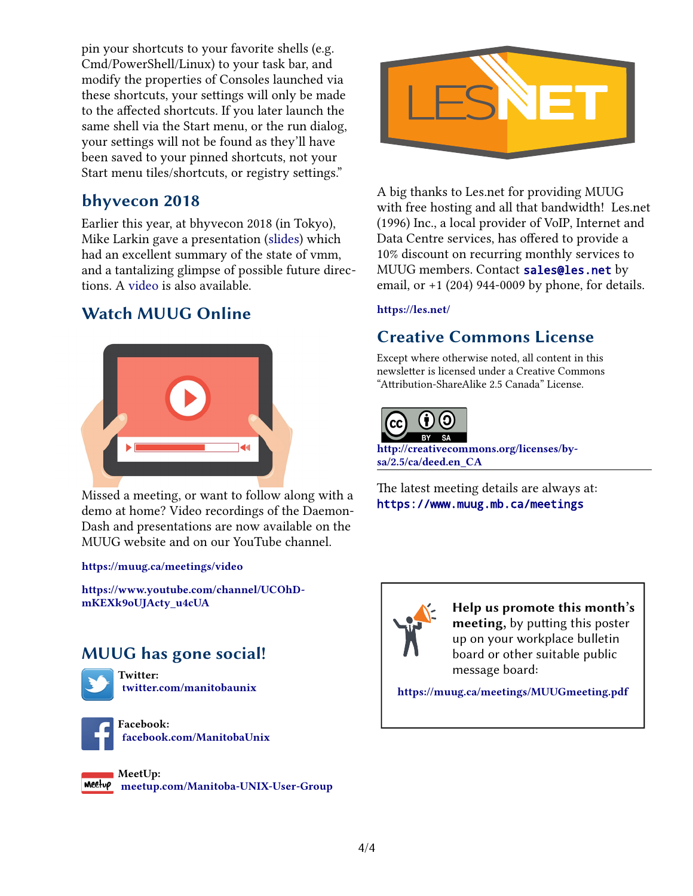pin your shortcuts to your favorite shells (e.g. Cmd/PowerShell/Linux) to your task bar, and modify the properties of Consoles launched via these shortcuts, your settings will only be made to the affected shortcuts. If you later launch the same shell via the Start menu, or the run dialog, your settings will not be found as they'll have been saved to your pinned shortcuts, not your Start menu tiles/shortcuts, or registry settings."

## bhyvecon 2018

Earlier this year, at bhyvecon 2018 (in Tokyo), Mike Larkin gave a presentation (slides) which had an excellent summary of the state of vmm, and a tantalizing glimpse of possible future directions. A video is also available.

## Watch MUUG Online

Missed a meeting, or want to follow along with a demo at home? Video recordings of the DaemonDash and presentations are now available on the MUUG website and on our YouTube channel.

**https://muug.ca/meetings/video**

**https://www.youtube.com/channel/UCOhD-mKEXk9oUJActy_u4cUA**

## MUUG has gone social!

**Twitter:**
**twitter.com/manitobaunix**

**Facebook:**
**facebook.com/ManitobaUnix**

**MeetUp:**
**meetup.com/Manitoba-UNIX-User-Group**

A big thanks to Les.net for providing MUUG with free hosting and all that bandwidth! Les.net (1996) Inc., a local provider of VoIP, Internet and Data Centre services, has offered to provide a 10% discount on recurring monthly services to MUUG members. Contact `sales@les.net` by email, or +1 (204) 944-0009 by phone, for details.

**https://les.net/**

## Creative Commons License

Except where otherwise noted, all content in this newsletter is licensed under a Creative Commons "Attribution-ShareAlike 2.5 Canada" License.

**http://creativecommons.org/licenses/by-sa/2.5/ca/deed.en_CA**

The latest meeting details are always at:
`https://www.muug.mb.ca/meetings`

**Help us promote this month's meeting,** by putting this poster up on your workplace bulletin board or other suitable public message board:

**https://muug.ca/meetings/MUUGmeeting.pdf**